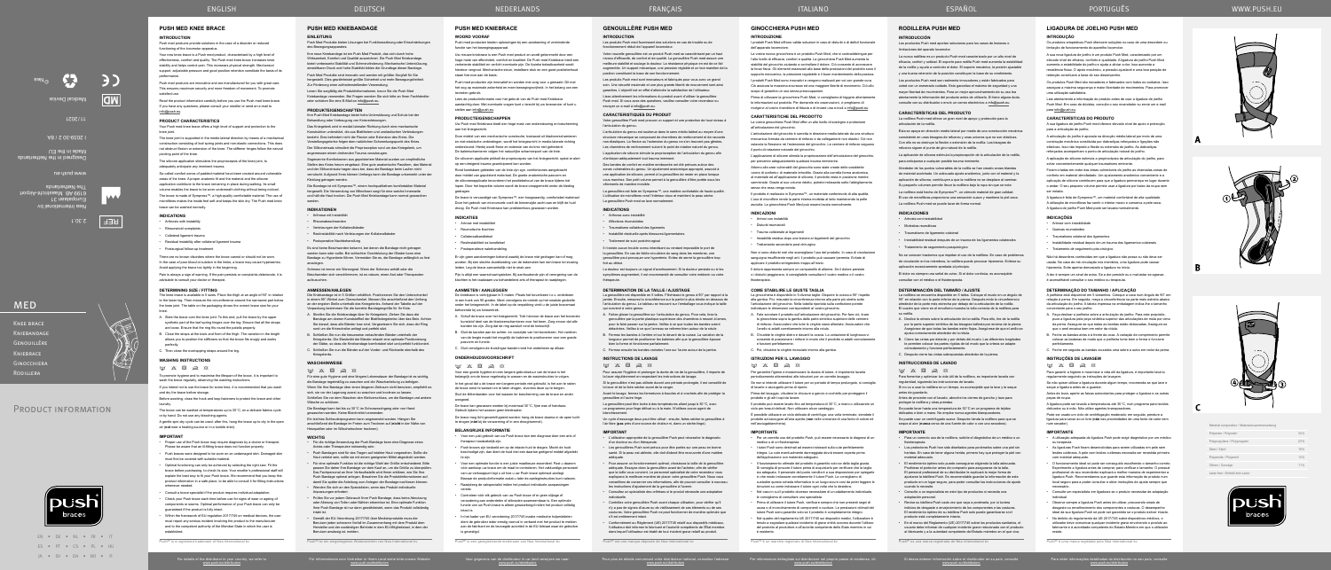# PUSH MED KNEE BRACE

## INTRODUCTION

Push med products provide solutions in the case of a disorder or reduced functioning of the locomotor apparatus.

Your new knee brace is a Push med product, characterised by a high level of effectiveness, comfort and quality. The Push med knee brace increases knee stability and helps control pain. This increases physical strength. Mechanical support, adjustable pressure and good position retention constitute the basis of its performance.

Push med products are innovative and are manufactured for use with great care. This ensures maximum security and more freedom of movement. To promote satisfied use.

Read the product information carefully before you use the Push med knee brace. If you have any questions, please consult your retailer or send an e-mail to info@push.eu

## PRODUCT CHARACTERISTICS

Your Push med knee brace offers a high level of support and protection to the knee joint.

The knee joint is supported in the medial and lateral direction by means of a mechanical construction consisting of leaf spring joints and two elastic connections. This does not obstruct flexion or extension of the knee. The stiffener hinges follow the natural pivoting point of the knee.

The silicone application stimulates the proprioception of the knee joint, to adequately anticipate any imminent trauma.

## INDICATIONS

- Arthrosis with instability
- Rheumatoid complaints
- Collateral ligament trauma
- Residual instability after collateral ligament trauma
- Postsurgical follow-up treatment

## DETERMINING SIZE / FITTING

## WASHING INSTRUCTIONS

## IMPORTANT

---

# PUSH MED KNIEBANDAGE

## EINLEITUNG

## PRODUKTEIGENSCHAFTEN

## INDIKATIONEN

## ANMESSEN/ANLEGEN

## WASCHHINWEISE

## WICHTIG

---

# PUSH MED KNIEBRACE

## WOORD VOORAF

## PRODUCTEIGENSCHAPPEN

## INDICATIES

## AANMETEN / AANLEGGEN

## ONDERHOUDSVOORSCHRIFT

## BELANGRIJKE INFORMATIE

---

# GENOUILLÈRE PUSH MED

## INTRODUCTION

## CARACTÉRISTIQUES DU PRODUIT

## INDICATIONS

## DÉTERMINATION DE LA TAILLE / AJUSTAGE

## INSTRUCTIONS DE LAVAGE

## IMPORTANT

---

# GINOCCHIERA PUSH MED

## INTRODUZIONE

## CARATTERISTICHE DEL PRODOTTO

## INDICAZIONI

## COME STABILIRE LE GIUSTE TAGLIA

## ISTRUZIONI PER IL LAVAGGIO

## IMPORTANTE

---

# RODILLERA PUSH MED

## INTRODUCCIÓN

## CARACTERÍSTICAS DEL PRODUCTO

## INDICACIONES

## DETERMINACIÓN DEL TAMAÑO / AJUSTE

## INSTRUCCIONES DE LAVADO

## IMPORTANTE

---

# LIGADURA DE JOELHO PUSH MED

## INTRODUÇÃO

## CARACTERÍSTICAS DO PRODUTO

## INDICAÇÕES

## DETERMINAÇÃO DO TAMANHO / APLICAÇÃO

## INSTRUÇÕES DE LAVAGEM

## IMPORTANTE

| Material composition / Materiaalsamenstelling | |
|---|---|
| Polyamide / Polyamid | 36% |
| Polypropylene / Polypropylen | 25% |
| Steel / Stahl | 18% |
| Polyester / Polyester | 15% |
| Silicone / Silikon | 5% |
| Latex free / Frei von Latex | |

---

MED

KNEE BRACE
KNIEBANDAGE
GENOUILLÈRE
KNIEBRACE
GINOCCHIERA
RODILLERA

PRODUCT INFORMATION

Medical Device

Designed in the Netherlands
Made in the EU

www.push.eu

2.30.1

Nea International bv
Europalaan 31
6199 AB Maastricht-Airport
The Netherlands

11/2021

Push® is a registered trademark of Nea International bv

For details of the distributor in your country, we refer to www.push.eu/distributors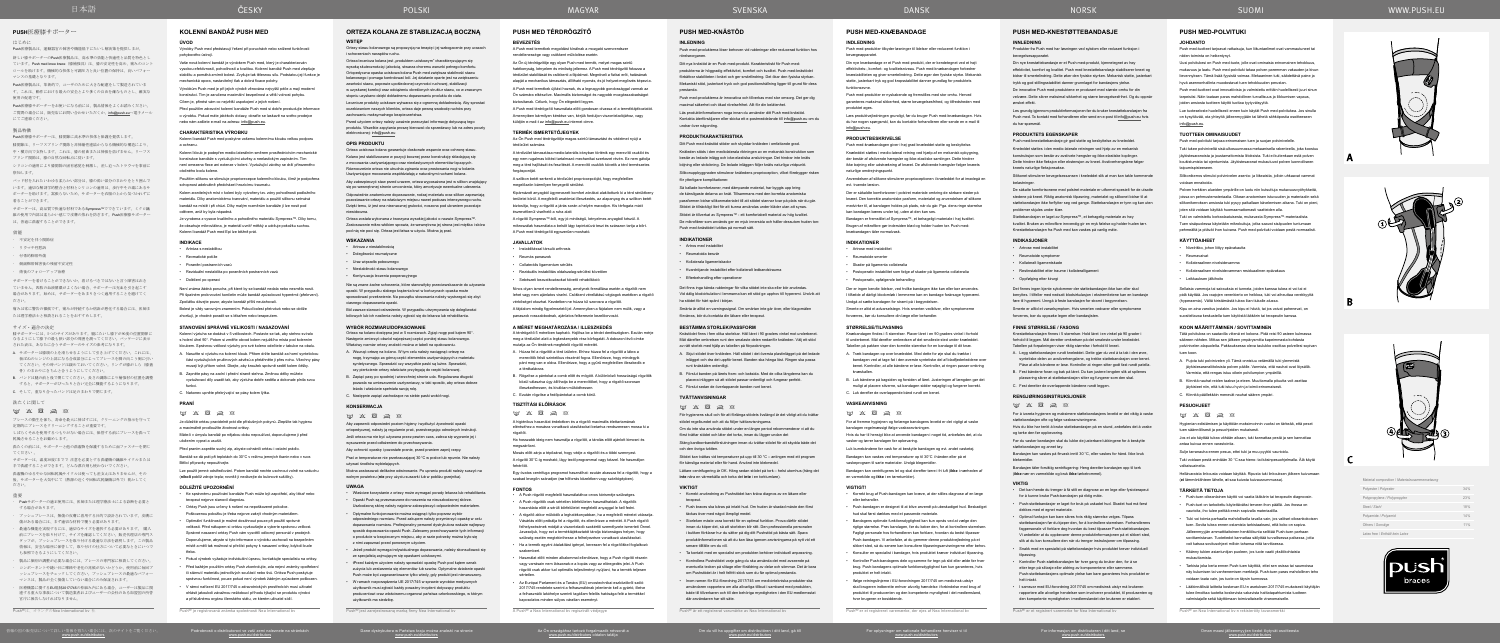# PUSH医療用サポーター

# KOLENNÍ BANDÁŽ PUSH MED

# ORTEZA KOLANA ZE STABILIZACJĄ BOCZNĄ

# PUSH MED TÉRDRÖGZÍTŐ

# PUSH MED-KNÄSTÖD

# PUSH MED-KNÆBANDAGE

# PUSH MED-KNESTØTTEBANDASJE

# PUSH MED-POLVITUKI

WWW.PUSH.EU